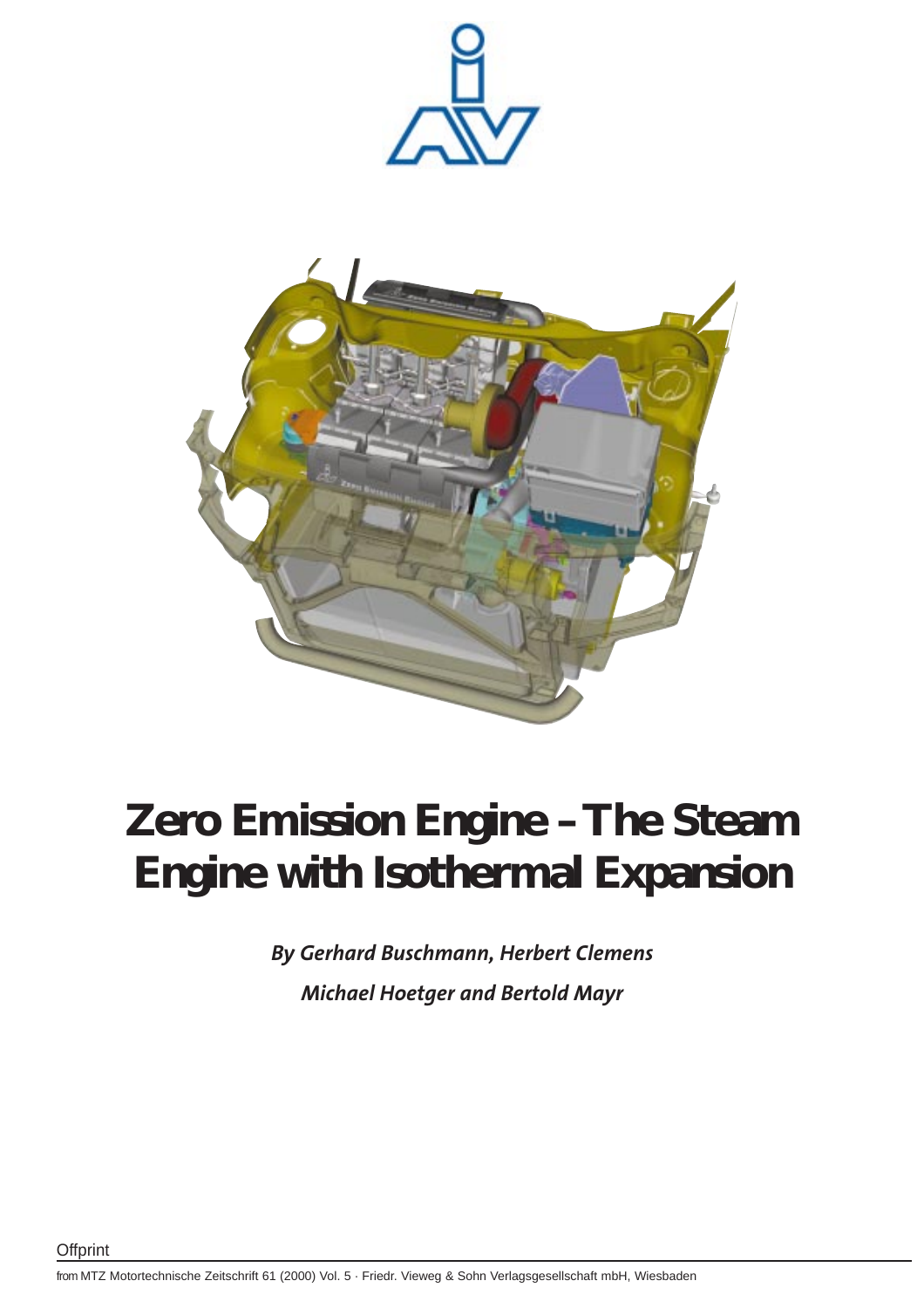# Zero Emission Engine – The Steam Engine with Isothermal Expansion

*By Gerhard Buschmann, Herbert Clemens*

*Michael Hoetger and Bertold Mayr*

Offprint

from MTZ Motortechnische Zeitschrift 61 (2000) Vol. 5 · Friedr. Vieweg & Sohn Verlagsgesellschaft mbH, Wiesbaden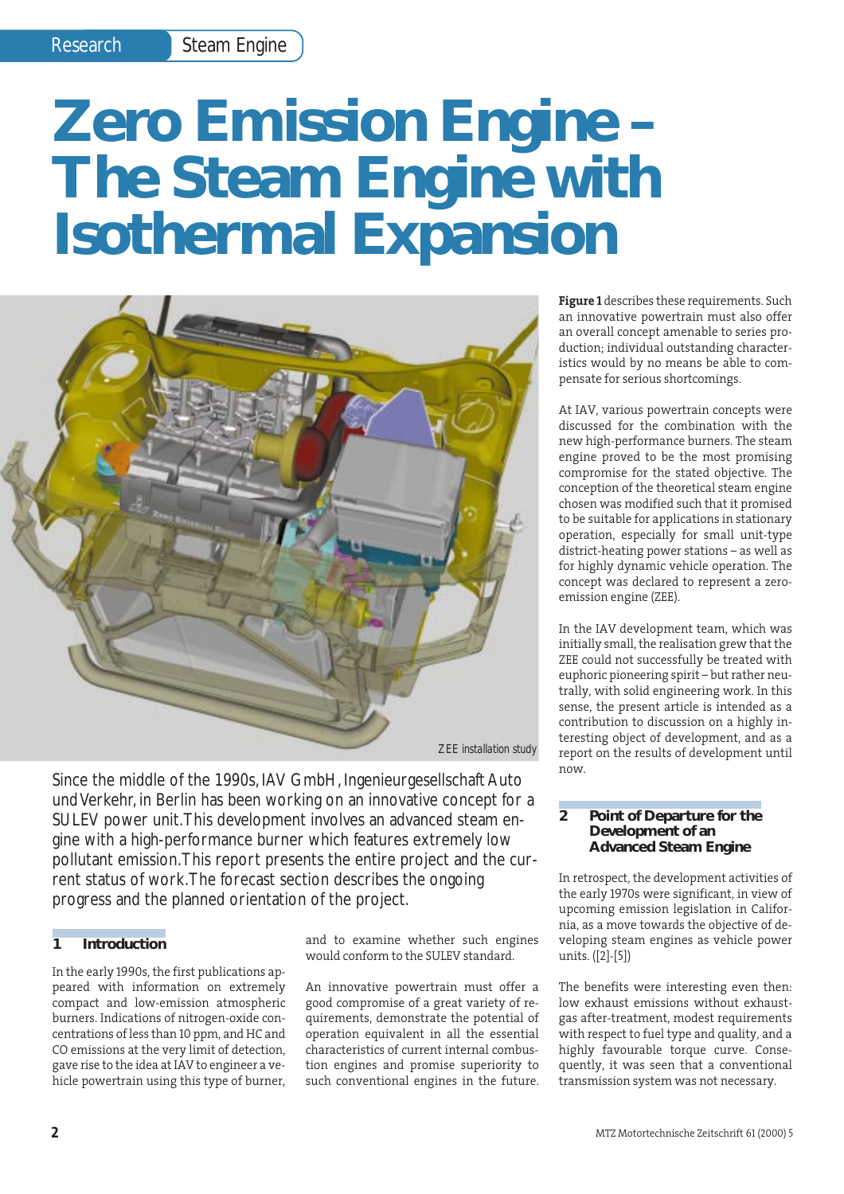# Zero Emission Engine – The Steam Engine with Isothermal Expansion

ZEE installation study

Since the middle of the 1990s, IAV GmbH, Ingenieurgesellschaft Auto und Verkehr, in Berlin has been working on an innovative concept for a SULEV power unit. This development involves an advanced steam engine with a high-performance burner which features extremely low pollutant emission. This report presents the entire project and the current status of work. The forecast section describes the ongoing progress and the planned orientation of the project.

## 1 Introduction

In the early 1990s, the first publications appeared with information on extremely compact and low-emission atmospheric burners. Indications of nitrogen-oxide concentrations of less than 10 ppm, and HC and CO emissions at the very limit of detection, gave rise to the idea at IAV to engineer a vehicle powertrain using this type of burner, and to examine whether such engines would conform to the SULEV standard.

An innovative powertrain must offer a good compromise of a great variety of requirements, demonstrate the potential of operation equivalent in all the essential characteristics of current internal combustion engines and promise superiority to such conventional engines in the future. **Figure 1** describes these requirements. Such an innovative powertrain must also offer an overall concept amenable to series production; individual outstanding characteristics would by no means be able to compensate for serious shortcomings.

At IAV, various powertrain concepts were discussed for the combination with the new high-performance burners. The steam engine proved to be the most promising compromise for the stated objective. The conception of the theoretical steam engine chosen was modified such that it promised to be suitable for applications in stationary operation, especially for small unit-type district-heating power stations – as well as for highly dynamic vehicle operation. The concept was declared to represent a zero-emission engine (ZEE).

In the IAV development team, which was initially small, the realisation grew that the ZEE could not successfully be treated with euphoric pioneering spirit – but rather neutrally, with solid engineering work. In this sense, the present article is intended as a contribution to discussion on a highly interesting object of development, and as a report on the results of development until now.

## 2 Point of Departure for the Development of an Advanced Steam Engine

In retrospect, the development activities of the early 1970s were significant, in view of upcoming emission legislation in California, as a move towards the objective of developing steam engines as vehicle power units. ([2]-[5])

The benefits were interesting even then: low exhaust emissions without exhaust-gas after-treatment, modest requirements with respect to fuel type and quality, and a highly favourable torque curve. Consequently, it was seen that a conventional transmission system was not necessary.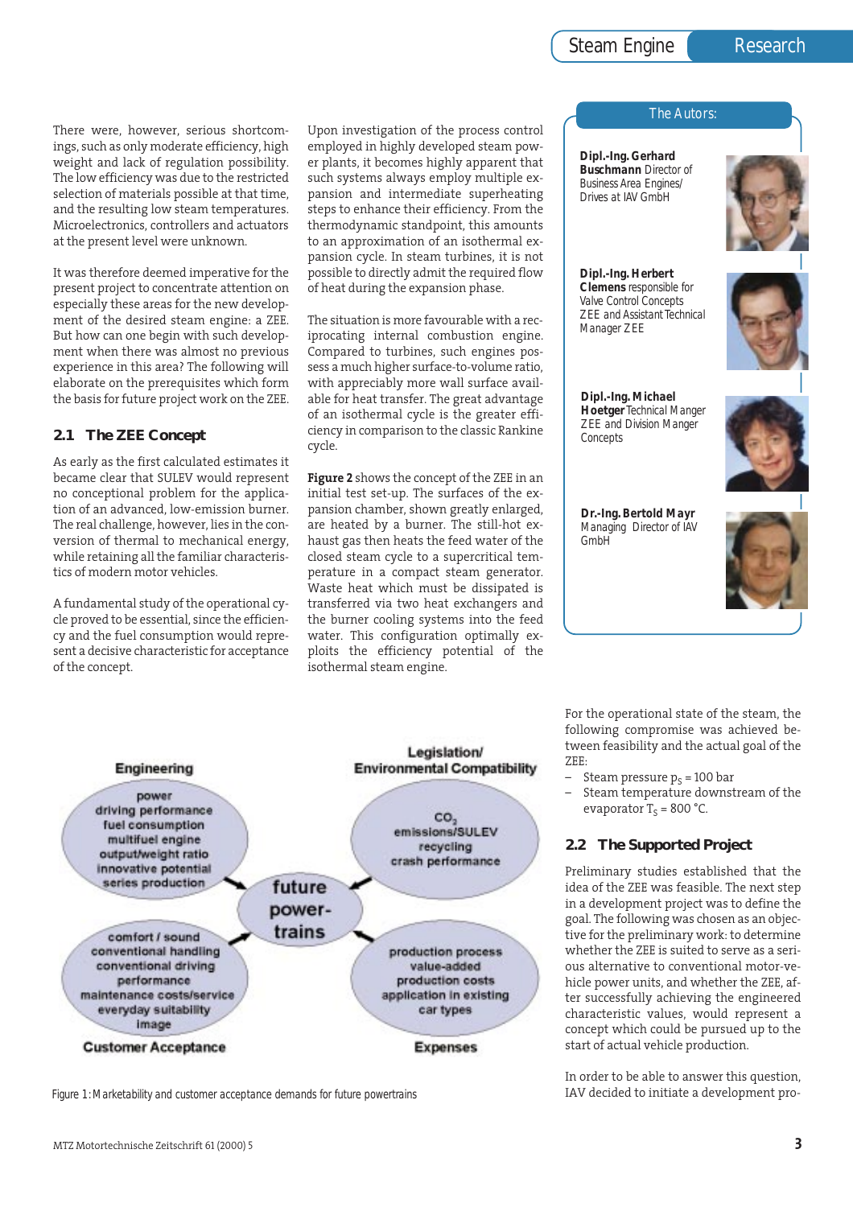There were, however, serious shortcomings, such as only moderate efficiency, high weight and lack of regulation possibility. The low efficiency was due to the restricted selection of materials possible at that time, and the resulting low steam temperatures. Microelectronics, controllers and actuators at the present level were unknown.

It was therefore deemed imperative for the present project to concentrate attention on especially these areas for the new development of the desired steam engine: a ZEE. But how can one begin with such development when there was almost no previous experience in this area? The following will elaborate on the prerequisites which form the basis for future project work on the ZEE.

## 2.1 The ZEE Concept

As early as the first calculated estimates it became clear that SULEV would represent no conceptional problem for the application of an advanced, low-emission burner. The real challenge, however, lies in the conversion of thermal to mechanical energy, while retaining all the familiar characteristics of modern motor vehicles.

A fundamental study of the operational cycle proved to be essential, since the efficiency and the fuel consumption would represent a decisive characteristic for acceptance of the concept.

Upon investigation of the process control employed in highly developed steam power plants, it becomes highly apparent that such systems always employ multiple expansion and intermediate superheating steps to enhance their efficiency. From the thermodynamic standpoint, this amounts to an approximation of an isothermal expansion cycle. In steam turbines, it is not possible to directly admit the required flow of heat during the expansion phase.

The situation is more favourable with a reciprocating internal combustion engine. Compared to turbines, such engines possess a much higher surface-to-volume ratio, with appreciably more wall surface available for heat transfer. The great advantage of an isothermal cycle is the greater efficiency in comparison to the classic Rankine cycle.

**Figure 2** shows the concept of the ZEE in an initial test set-up. The surfaces of the expansion chamber, shown greatly enlarged, are heated by a burner. The still-hot exhaust gas then heats the feed water of the closed steam cycle to a supercritical temperature in a compact steam generator. Waste heat which must be dissipated is transferred via two heat exchangers and the burner cooling systems into the feed water. This configuration optimally exploits the efficiency potential of the isothermal steam engine.

**The Autors:**

**Dipl.-Ing. Gerhard Buschmann** Director of Business Area Engines/ Drives at IAV GmbH

**Dipl.-Ing. Herbert Clemens** responsible for Valve Control Concepts ZEE and Assistant Technical Manager ZEE

**Dipl.-Ing. Michael Hoetger** Technical Manger ZEE and Division Manger Concepts

**Dr.-Ing. Bertold Mayr** Managing Director of IAV GmbH

Engineering
power
driving performance
fuel consumption
multifuel engine
output/weight ratio
innovative potential
series production

Legislation/ Environmental Compatibility
$CO_2$
emissions/SULEV
recycling
crash performance

future power-trains

comfort / sound
conventional handling
conventional driving performance
maintenance costs/service
everyday suitability
image
Customer Acceptance

production process
value-added
production costs
application in existing car types
Expenses

Figure 1: Marketability and customer acceptance demands for future powertrains

For the operational state of the steam, the following compromise was achieved between feasibility and the actual goal of the ZEE:

- Steam pressure $p_S$ = 100 bar
- Steam temperature downstream of the evaporator $T_S$ = 800 °C.

## 2.2 The Supported Project

Preliminary studies established that the idea of the ZEE was feasible. The next step in a development project was to define the goal. The following was chosen as an objective for the preliminary work: to determine whether the ZEE is suited to serve as a serious alternative to conventional motor-vehicle power units, and whether the ZEE, after successfully achieving the engineered characteristic values, would represent a concept which could be pursued up to the start of actual vehicle production.

In order to be able to answer this question, IAV decided to initiate a development pro-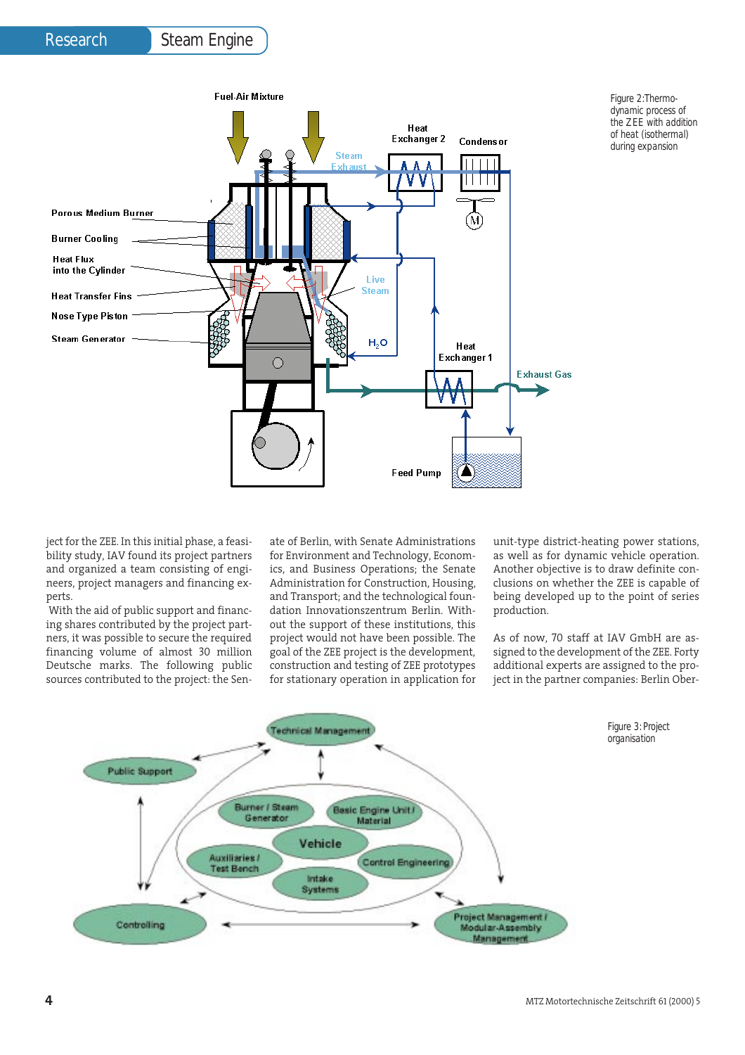Fuel-Air Mixture

Steam Exhaust

Heat Exchanger 2

Condensor

M

Porous Medium Burner

Burner Cooling

Heat Flux into the Cylinder

Heat Transfer Fins

Nose Type Piston

Steam Generator

Live Steam

$H_2O$

Heat Exchanger 1

Exhaust Gas

Feed Pump

Figure 2: Thermo-dynamic process of the ZEE with addition of heat (isothermal) during expansion

ject for the ZEE. In this initial phase, a feasibility study, IAV found its project partners and organized a team consisting of engineers, project managers and financing experts.

With the aid of public support and financing shares contributed by the project partners, it was possible to secure the required financing volume of almost 30 million Deutsche marks. The following public sources contributed to the project: the Senate of Berlin, with Senate Administrations for Environment and Technology, Economics, and Business Operations; the Senate Administration for Construction, Housing, and Transport; and the technological foundation Innovationszentrum Berlin. Without the support of these institutions, this project would not have been possible. The goal of the ZEE project is the development, construction and testing of ZEE prototypes for stationary operation in application for unit-type district-heating power stations, as well as for dynamic vehicle operation. Another objective is to draw definite conclusions on whether the ZEE is capable of being developed up to the point of series production.

As of now, 70 staff at IAV GmbH are assigned to the development of the ZEE. Forty additional experts are assigned to the project in the partner companies: Berlin Ober-

Technical Management

Public Support

Burner / Steam Generator

Basic Engine Unit / Material

Vehicle

Auxiliaries / Test Bench

Control Engineering

Intake Systems

Controlling

Project Management / Modular-Assembly Management

Figure 3: Project organisation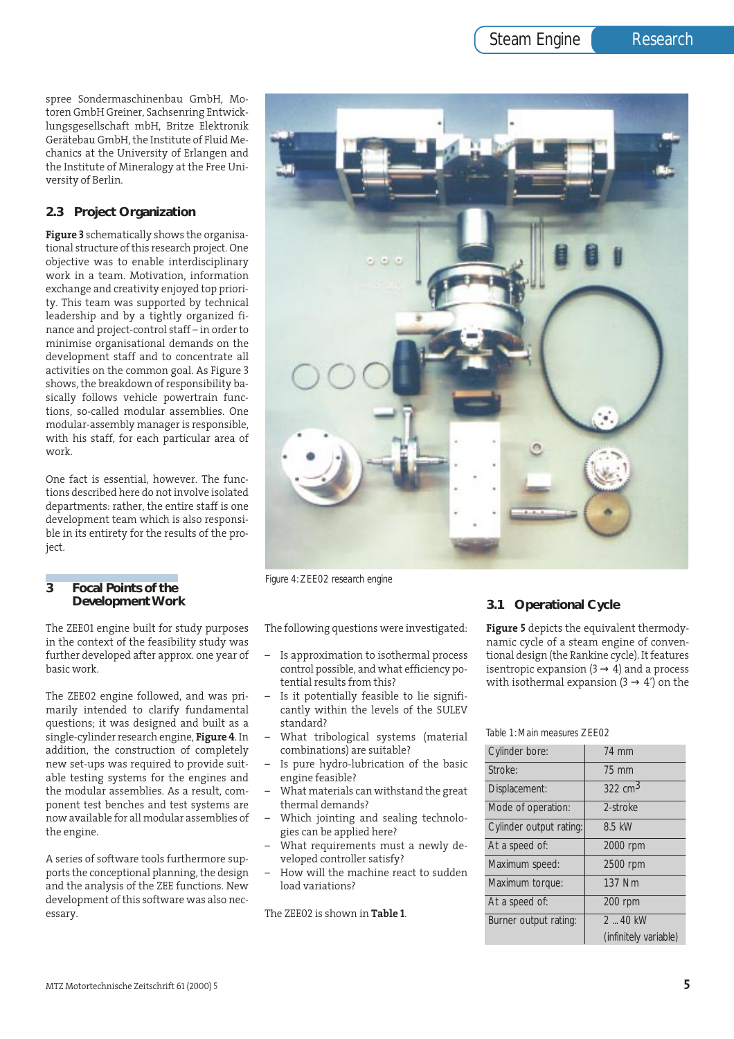spree Sondermaschinenbau GmbH, Motoren GmbH Greiner, Sachsenring Entwicklungsgesellschaft mbH, Britze Elektronik Gerätebau GmbH, the Institute of Fluid Mechanics at the University of Erlangen and the Institute of Mineralogy at the Free University of Berlin.

### 2.3 Project Organization

**Figure 3** schematically shows the organisational structure of this research project. One objective was to enable interdisciplinary work in a team. Motivation, information exchange and creativity enjoyed top priority. This team was supported by technical leadership and by a tightly organized finance and project-control staff – in order to minimise organisational demands on the development staff and to concentrate all activities on the common goal. As Figure 3 shows, the breakdown of responsibility basically follows vehicle powertrain functions, so-called modular assemblies. One modular-assembly manager is responsible, with his staff, for each particular area of work.

One fact is essential, however. The functions described here do not involve isolated departments: rather, the entire staff is one development team which is also responsible in its entirety for the results of the project.

Figure 4: ZEE02 research engine

## 3 Focal Points of the Development Work

The ZEE01 engine built for study purposes in the context of the feasibility study was further developed after approx. one year of basic work.

The ZEE02 engine followed, and was primarily intended to clarify fundamental questions; it was designed and built as a single-cylinder research engine, **Figure 4**. In addition, the construction of completely new set-ups was required to provide suitable testing systems for the engines and the modular assemblies. As a result, component test benches and test systems are now available for all modular assemblies of the engine.

A series of software tools furthermore supports the conceptional planning, the design and the analysis of the ZEE functions. New development of this software was also necessary.

The following questions were investigated:

- Is approximation to isothermal process control possible, and what efficiency potential results from this?
- Is it potentially feasible to lie significantly within the levels of the SULEV standard?
- What tribological systems (material combinations) are suitable?
- Is pure hydro-lubrication of the basic engine feasible?
- What materials can withstand the great thermal demands?
- Which jointing and sealing technologies can be applied here?
- What requirements must a newly developed controller satisfy?
- How will the machine react to sudden load variations?

The ZEE02 is shown in **Table 1**.

### 3.1 Operational Cycle

**Figure 5** depicts the equivalent thermodynamic cycle of a steam engine of conventional design (the Rankine cycle). It features isentropic expansion (3 → 4) and a process with isothermal expansion (3 → 4') on the

Table 1: Main measures ZEE02

| | |
|---|---|
| Cylinder bore: | 74 mm |
| Stroke: | 75 mm |
| Displacement: | 322 $cm^3$ |
| Mode of operation: | 2-stroke |
| Cylinder output rating: | 8.5 kW |
| At a speed of: | 2000 rpm |
| Maximum speed: | 2500 rpm |
| Maximum torque: | 137 Nm |
| At a speed of: | 200 rpm |
| Burner output rating: | 2 ... 40 kW (infinitely variable) |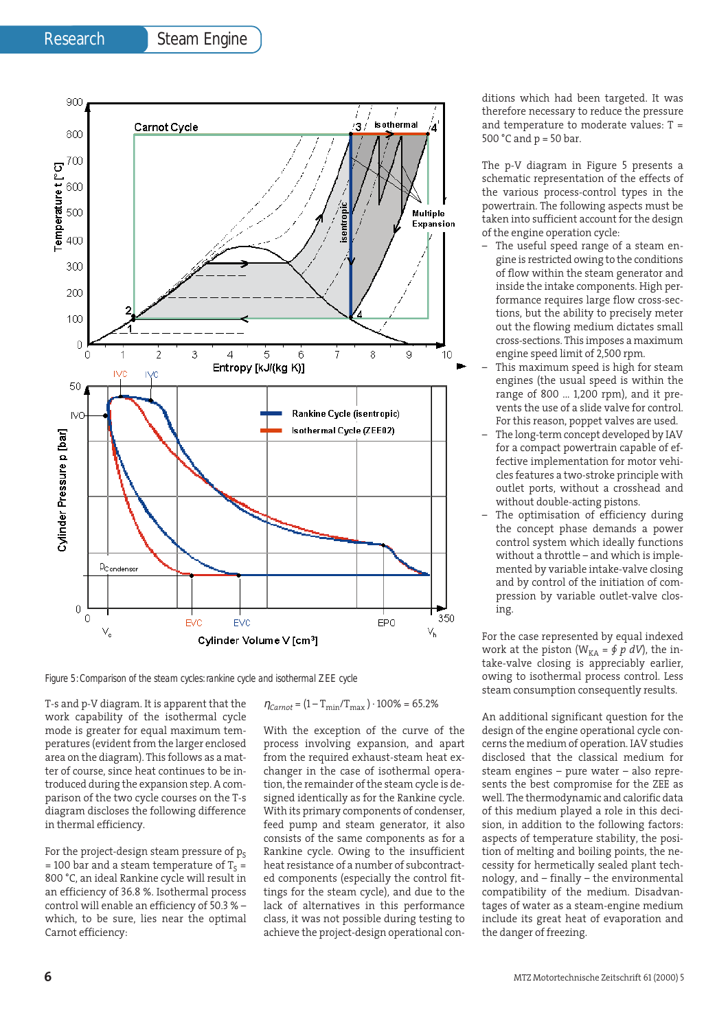Carnot Cycle

isothermal

Multiple Expansion

isentropic

Temperature t [°C]

900
800
700
600
500
400
300
200
100
0

0 1 2 3 4 5 6 7 8 9 10

Entropy [kJ/(kg K)]

1 2 3 4 4

IVC IVC

50

IVO

Cylinder Pressure p [bar]

Rankine Cycle (isentropic)

Isothermal Cycle (ZEE02)

$p_{Condensor}$

0

0

350

$V_c$ EVC EVC EPO $V_h$

Cylinder Volume V [cm³]

Figure 5: Comparison of the steam cycles: rankine cycle and isothermal ZEE cycle

T-s and p-V diagram. It is apparent that the work capability of the isothermal cycle mode is greater for equal maximum temperatures (evident from the larger enclosed area on the diagram). This follows as a matter of course, since heat continues to be introduced during the expansion step. A comparison of the two cycle courses on the T-s diagram discloses the following difference in thermal efficiency.

For the project-design steam pressure of $p_S$ = 100 bar and a steam temperature of $T_S$ = 800 °C, an ideal Rankine cycle will result in an efficiency of 36.8 %. Isothermal process control will enable an efficiency of 50.3 % – which, to be sure, lies near the optimal Carnot efficiency:

$$\eta_{Carnot} = (1 - T_{min}/T_{max}) \cdot 100\% = 65.2\%$$

With the exception of the curve of the process involving expansion, and apart from the required exhaust-steam heat exchanger in the case of isothermal operation, the remainder of the steam cycle is designed identically as for the Rankine cycle. With its primary components of condenser, feed pump and steam generator, it also consists of the same components as for a Rankine cycle. Owing to the insufficient heat resistance of a number of subcontracted components (especially the control fittings for the steam cycle), and due to the lack of alternatives in this performance class, it was not possible during testing to achieve the project-design operational conditions which had been targeted. It was therefore necessary to reduce the pressure and temperature to moderate values: T = 500 °C and p = 50 bar.

The p-V diagram in Figure 5 presents a schematic representation of the effects of the various process-control types in the powertrain. The following aspects must be taken into sufficient account for the design of the engine operation cycle:

- The useful speed range of a steam engine is restricted owing to the conditions of flow within the steam generator and inside the intake components. High performance requires large flow cross-sections, but the ability to precisely meter out the flowing medium dictates small cross-sections. This imposes a maximum engine speed limit of 2,500 rpm.
- This maximum speed is high for steam engines (the usual speed is within the range of 800 ... 1,200 rpm), and it prevents the use of a slide valve for control. For this reason, poppet valves are used.
- The long-term concept developed by IAV for a compact powertrain capable of effective implementation for motor vehicles features a two-stroke principle with outlet ports, without a crosshead and without double-acting pistons.
- The optimisation of efficiency during the concept phase demands a power control system which ideally functions without a throttle – and which is implemented by variable intake-valve closing and by control of the initiation of compression by variable outlet-valve closing.

For the case represented by equal indexed work at the piston ($W_{KA} = \oint p\, dV$), the intake-valve closing is appreciably earlier, owing to isothermal process control. Less steam consumption consequently results.

An additional significant question for the design of the engine operational cycle concerns the medium of operation. IAV studies disclosed that the classical medium for steam engines – pure water – also represents the best compromise for the ZEE as well. The thermodynamic and calorific data of this medium played a role in this decision, in addition to the following factors: aspects of temperature stability, the position of melting and boiling points, the necessity for hermetically sealed plant technology, and – finally – the environmental compatibility of the medium. Disadvantages of water as a steam-engine medium include its great heat of evaporation and the danger of freezing.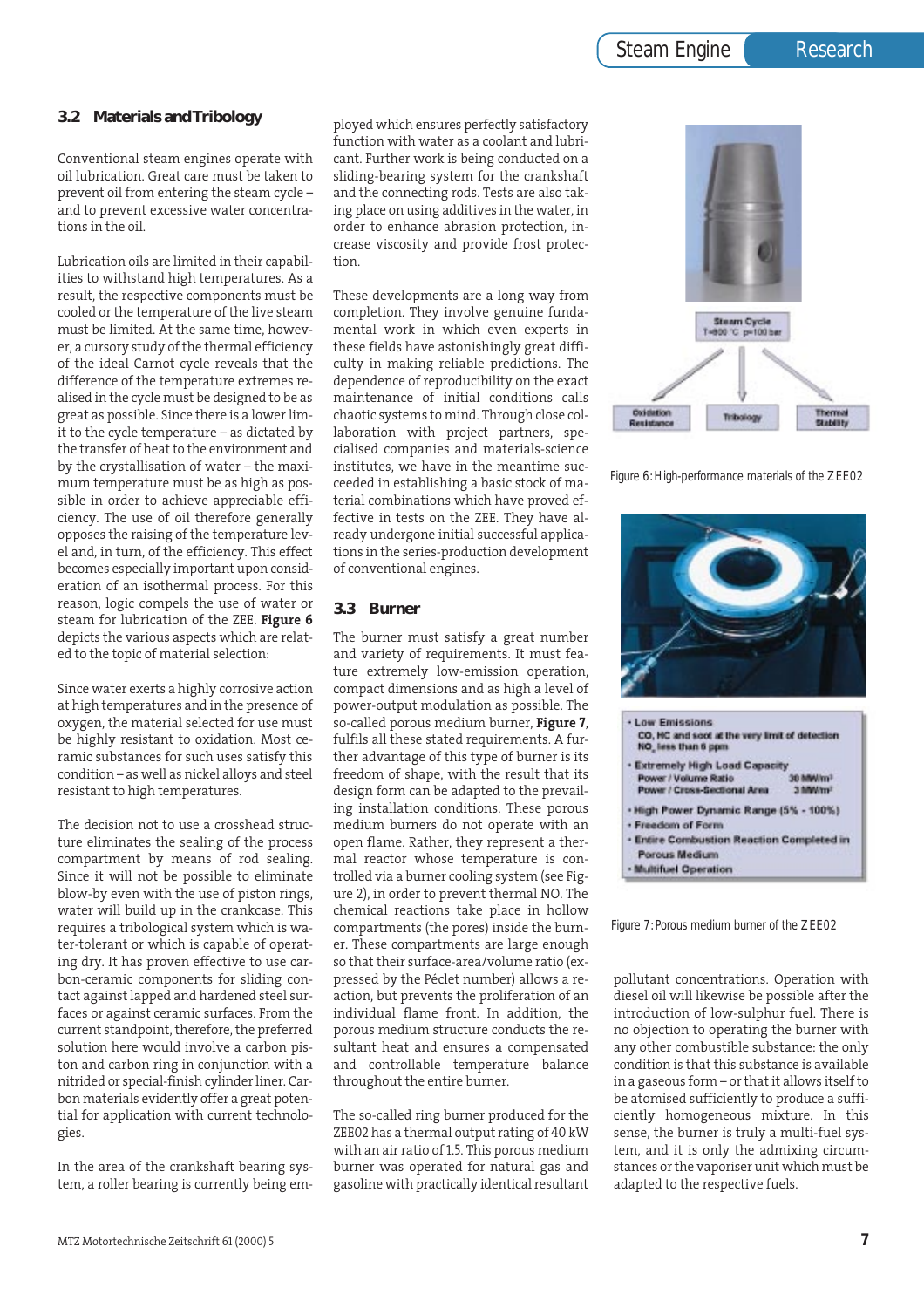### 3.2 Materials and Tribology

Conventional steam engines operate with oil lubrication. Great care must be taken to prevent oil from entering the steam cycle – and to prevent excessive water concentrations in the oil.

Lubrication oils are limited in their capabilities to withstand high temperatures. As a result, the respective components must be cooled or the temperature of the live steam must be limited. At the same time, however, a cursory study of the thermal efficiency of the ideal Carnot cycle reveals that the difference of the temperature extremes realised in the cycle must be designed to be as great as possible. Since there is a lower limit to the cycle temperature – as dictated by the transfer of heat to the environment and by the crystallisation of water – the maximum temperature must be as high as possible in order to achieve appreciable efficiency. The use of oil therefore generally opposes the raising of the temperature level and, in turn, of the efficiency. This effect becomes especially important upon consideration of an isothermal process. For this reason, logic compels the use of water or steam for lubrication of the ZEE. **Figure 6** depicts the various aspects which are related to the topic of material selection:

Since water exerts a highly corrosive action at high temperatures and in the presence of oxygen, the material selected for use must be highly resistant to oxidation. Most ceramic substances for such uses satisfy this condition – as well as nickel alloys and steel resistant to high temperatures.

The decision not to use a crosshead structure eliminates the sealing of the process compartment by means of rod sealing. Since it will not be possible to eliminate blow-by even with the use of piston rings, water will build up in the crankcase. This requires a tribological system which is water-tolerant or which is capable of operating dry. It has proven effective to use carbon-ceramic components for sliding contact against lapped and hardened steel surfaces or against ceramic surfaces. From the current standpoint, therefore, the preferred solution here would involve a carbon piston and carbon ring in conjunction with a nitrided or special-finish cylinder liner. Carbon materials evidently offer a great potential for application with current technologies.

In the area of the crankshaft bearing system, a roller bearing is currently being employed which ensures perfectly satisfactory function with water as a coolant and lubricant. Further work is being conducted on a sliding-bearing system for the crankshaft and the connecting rods. Tests are also taking place on using additives in the water, in order to enhance abrasion protection, increase viscosity and provide frost protection.

These developments are a long way from completion. They involve genuine fundamental work in which even experts in these fields have astonishingly great difficulty in making reliable predictions. The dependence of reproducibility on the exact maintenance of initial conditions calls chaotic systems to mind. Through close collaboration with project partners, specialised companies and materials-science institutes, we have in the meantime succeeded in establishing a basic stock of material combinations which have proved effective in tests on the ZEE. They have already undergone initial successful applications in the series-production development of conventional engines.

Steam Cycle
T=800 °C p=100 bar
Oxidation Resistance
Tribology
Thermal Stability

Figure 6: High-performance materials of the ZEE02

### 3.3 Burner

The burner must satisfy a great number and variety of requirements. It must feature extremely low-emission operation, compact dimensions and as high a level of power-output modulation as possible. The so-called porous medium burner, **Figure 7**, fulfils all these stated requirements. A further advantage of this type of burner is its freedom of shape, with the result that its design form can be adapted to the prevailing installation conditions. These porous medium burners do not operate with an open flame. Rather, they represent a thermal reactor whose temperature is controlled via a burner cooling system (see Figure 2), in order to prevent thermal NO. The chemical reactions take place in hollow compartments (the pores) inside the burner. These compartments are large enough so that their surface-area/volume ratio (expressed by the Péclet number) allows a reaction, but prevents the proliferation of an individual flame front. In addition, the porous medium structure conducts the resultant heat and ensures a compensated and controllable temperature balance throughout the entire burner.

The so-called ring burner produced for the ZEE02 has a thermal output rating of 40 kW with an air ratio of 1.5. This porous medium burner was operated for natural gas and gasoline with practically identical resultant pollutant concentrations. Operation with diesel oil will likewise be possible after the introduction of low-sulphur fuel. There is no objection to operating the burner with any other combustible substance: the only condition is that this substance is available in a gaseous form – or that it allows itself to be atomised sufficiently to produce a sufficiently homogeneous mixture. In this sense, the burner is truly a multi-fuel system, and it is only the admixing circumstances or the vaporiser unit which must be adapted to the respective fuels.

- Low Emissions
  - CO, HC and soot at the very limit of detection
  - $NO_x$ less than 6 ppm
- Extremely High Load Capacity
  - Power / Volume Ratio 30 MW/m³
  - Power / Cross-Sectional Area 3 MW/m²
- High Power Dynamic Range (5% - 100%)
- Freedom of Form
- Entire Combustion Reaction Completed in Porous Medium
- Multifuel Operation

Figure 7: Porous medium burner of the ZEE02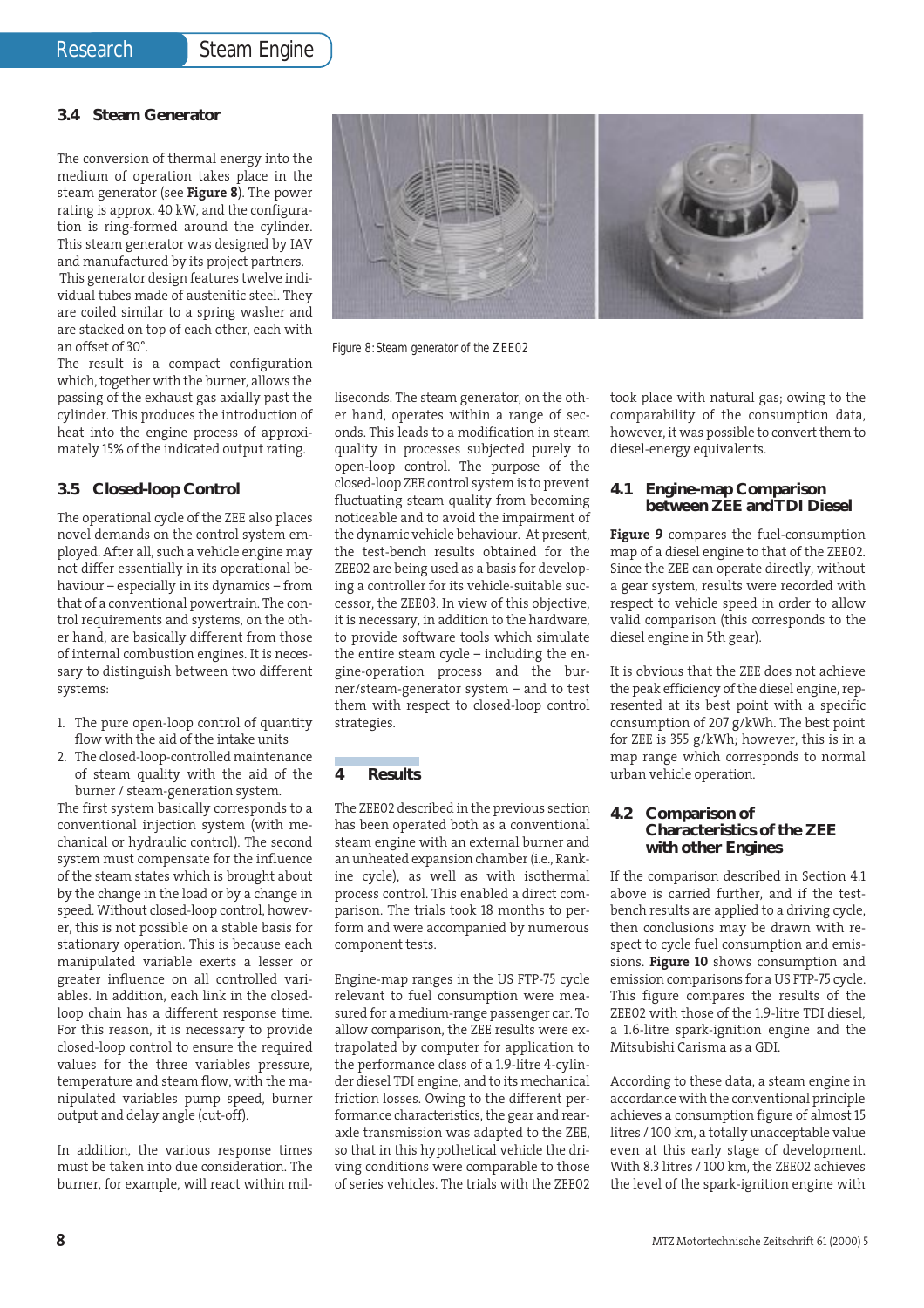### 3.4 Steam Generator

The conversion of thermal energy into the medium of operation takes place in the steam generator (see **Figure 8**). The power rating is approx. 40 kW, and the configuration is ring-formed around the cylinder. This steam generator was designed by IAV and manufactured by its project partners.
This generator design features twelve individual tubes made of austenitic steel. They are coiled similar to a spring washer and are stacked on top of each other, each with an offset of 30°.
The result is a compact configuration which, together with the burner, allows the passing of the exhaust gas axially past the cylinder. This produces the introduction of heat into the engine process of approximately 15% of the indicated output rating.

Figure 8: Steam generator of the ZEE02

### 3.5 Closed-loop Control

The operational cycle of the ZEE also places novel demands on the control system employed. After all, such a vehicle engine may not differ essentially in its operational behaviour – especially in its dynamics – from that of a conventional powertrain. The control requirements and systems, on the other hand, are basically different from those of internal combustion engines. It is necessary to distinguish between two different systems:

1. The pure open-loop control of quantity flow with the aid of the intake units
2. The closed-loop-controlled maintenance of steam quality with the aid of the burner / steam-generation system.

The first system basically corresponds to a conventional injection system (with mechanical or hydraulic control). The second system must compensate for the influence of the steam states which is brought about by the change in the load or by a change in speed. Without closed-loop control, however, this is not possible on a stable basis for stationary operation. This is because each manipulated variable exerts a lesser or greater influence on all controlled variables. In addition, each link in the closed-loop chain has a different response time. For this reason, it is necessary to provide closed-loop control to ensure the required values for the three variables pressure, temperature and steam flow, with the manipulated variables pump speed, burner output and delay angle (cut-off).

In addition, the various response times must be taken into due consideration. The burner, for example, will react within milliseconds. The steam generator, on the other hand, operates within a range of seconds. This leads to a modification in steam quality in processes subjected purely to open-loop control. The purpose of the closed-loop ZEE control system is to prevent fluctuating steam quality from becoming noticeable and to avoid the impairment of the dynamic vehicle behaviour. At present, the test-bench results obtained for the ZEE02 are being used as a basis for developing a controller for its vehicle-suitable successor, the ZEE03. In view of this objective, it is necessary, in addition to the hardware, to provide software tools which simulate the entire steam cycle – including the engine-operation process and the burner/steam-generator system – and to test them with respect to closed-loop control strategies.

## 4 Results

The ZEE02 described in the previous section has been operated both as a conventional steam engine with an external burner and an unheated expansion chamber (i.e., Rankine cycle), as well as with isothermal process control. This enabled a direct comparison. The trials took 18 months to perform and were accompanied by numerous component tests.

Engine-map ranges in the US FTP-75 cycle relevant to fuel consumption were measured for a medium-range passenger car. To allow comparison, the ZEE results were extrapolated by computer for application to the performance class of a 1.9-litre 4-cylinder diesel TDI engine, and to its mechanical friction losses. Owing to the different performance characteristics, the gear and rear-axle transmission was adapted to the ZEE, so that in this hypothetical vehicle the driving conditions were comparable to those of series vehicles. The trials with the ZEE02 took place with natural gas; owing to the comparability of the consumption data, however, it was possible to convert them to diesel-energy equivalents.

### 4.1 Engine-map Comparison between ZEE and TDI Diesel

**Figure 9** compares the fuel-consumption map of a diesel engine to that of the ZEE02. Since the ZEE can operate directly, without a gear system, results were recorded with respect to vehicle speed in order to allow valid comparison (this corresponds to the diesel engine in 5th gear).

It is obvious that the ZEE does not achieve the peak efficiency of the diesel engine, represented at its best point with a specific consumption of 207 g/kWh. The best point for ZEE is 355 g/kWh; however, this is in a map range which corresponds to normal urban vehicle operation.

### 4.2 Comparison of Characteristics of the ZEE with other Engines

If the comparison described in Section 4.1 above is carried further, and if the test-bench results are applied to a driving cycle, then conclusions may be drawn with respect to cycle fuel consumption and emissions. **Figure 10** shows consumption and emission comparisons for a US FTP-75 cycle. This figure compares the results of the ZEE02 with those of the 1.9-litre TDI diesel, a 1.6-litre spark-ignition engine and the Mitsubishi Carisma as a GDI.

According to these data, a steam engine in accordance with the conventional principle achieves a consumption figure of almost 15 litres / 100 km, a totally unacceptable value even at this early stage of development. With 8.3 litres / 100 km, the ZEE02 achieves the level of the spark-ignition engine with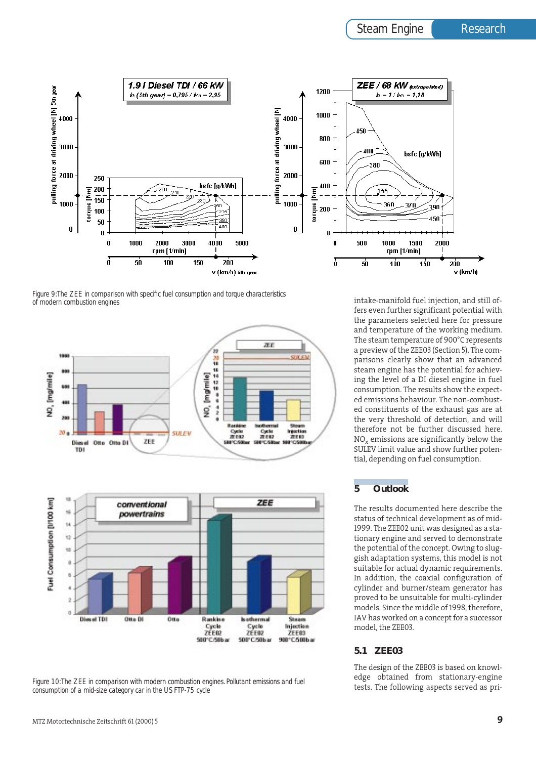1.9 l Diesel TDI / 66 kW

$i_5$ (5th gear) = 0,795 / $i_{HA}$ = 2,95

pulling force at driving wheel [N] 5th gear

4000
3000
2000
1000
0

torque [Nm]

250
200
150
100
50
0

bsfc [g/kWh]

200
210
220
230
250
270
350
400

0 1000 2000 3000 4000 5000
rpm [1/min]

0 50 100 150 200
v (km/h) 5th gear

ZEE / 68 kW (extrapolated)

$i_5$ = 1 / $i_{HA}$ = 1,18

pulling force at driving wheel [N]

4000
3000
2000
1000
0

torque [Nm]

1200
1000
800
600
400
200
0

bsfc [g/kWh]

450
400
380
355
360
370
390
450

0 500 1000 1500 2000
rpm [1/min]

0 50 100 150 200
v (km/h)

Figure 9: The ZEE in comparison with specific fuel consumption and torque characteristics of modern combustion engines

$NO_x$ [mg/mile]

1000
800
600
400
200
20
0

SULEV

Diesel TDI
Otto
Otto DI
ZEE

ZEE

$NO_x$ [mg/mile]

22
20
18
16
14
12
10
8
6
4
2
0

SULEV

Rankine Cycle ZEE02 500°C/50bar
Isothermal Cycle ZEE02 500°C/50bar
Steam Injection ZEE03 900°C/500bar

Fuel Consumption [l/100 km]

18
16
14
12
10
8
6
4
2
0

conventional powertrains

ZEE

Diesel TDI
Otto DI
Otto
Rankine Cycle ZEE02 500°C/50bar
Isothermal Cycle ZEE02 500°C/50bar
Steam Injection ZEE03 900°C/500bar

Figure 10: The ZEE in comparison with modern combustion engines. Pollutant emissions and fuel consumption of a mid-size category car in the US FTP-75 cycle

intake-manifold fuel injection, and still offers even further significant potential with the parameters selected here for pressure and temperature of the working medium. The steam temperature of 900°C represents a preview of the ZEE03 (Section 5). The comparisons clearly show that an advanced steam engine has the potential for achieving the level of a DI diesel engine in fuel consumption. The results show the expected emissions behaviour. The non-combusted constituents of the exhaust gas are at the very threshold of detection, and will therefore not be further discussed here. $NO_x$ emissions are significantly below the SULEV limit value and show further potential, depending on fuel consumption.

## 5 Outlook

The results documented here describe the status of technical development as of mid-1999. The ZEE02 unit was designed as a stationary engine and served to demonstrate the potential of the concept. Owing to sluggish adaptation systems, this model is not suitable for actual dynamic requirements. In addition, the coaxial configuration of cylinder and burner/steam generator has proved to be unsuitable for multi-cylinder models. Since the middle of 1998, therefore, IAV has worked on a concept for a successor model, the ZEE03.

### 5.1 ZEE03

The design of the ZEE03 is based on knowledge obtained from stationary-engine tests. The following aspects served as pri-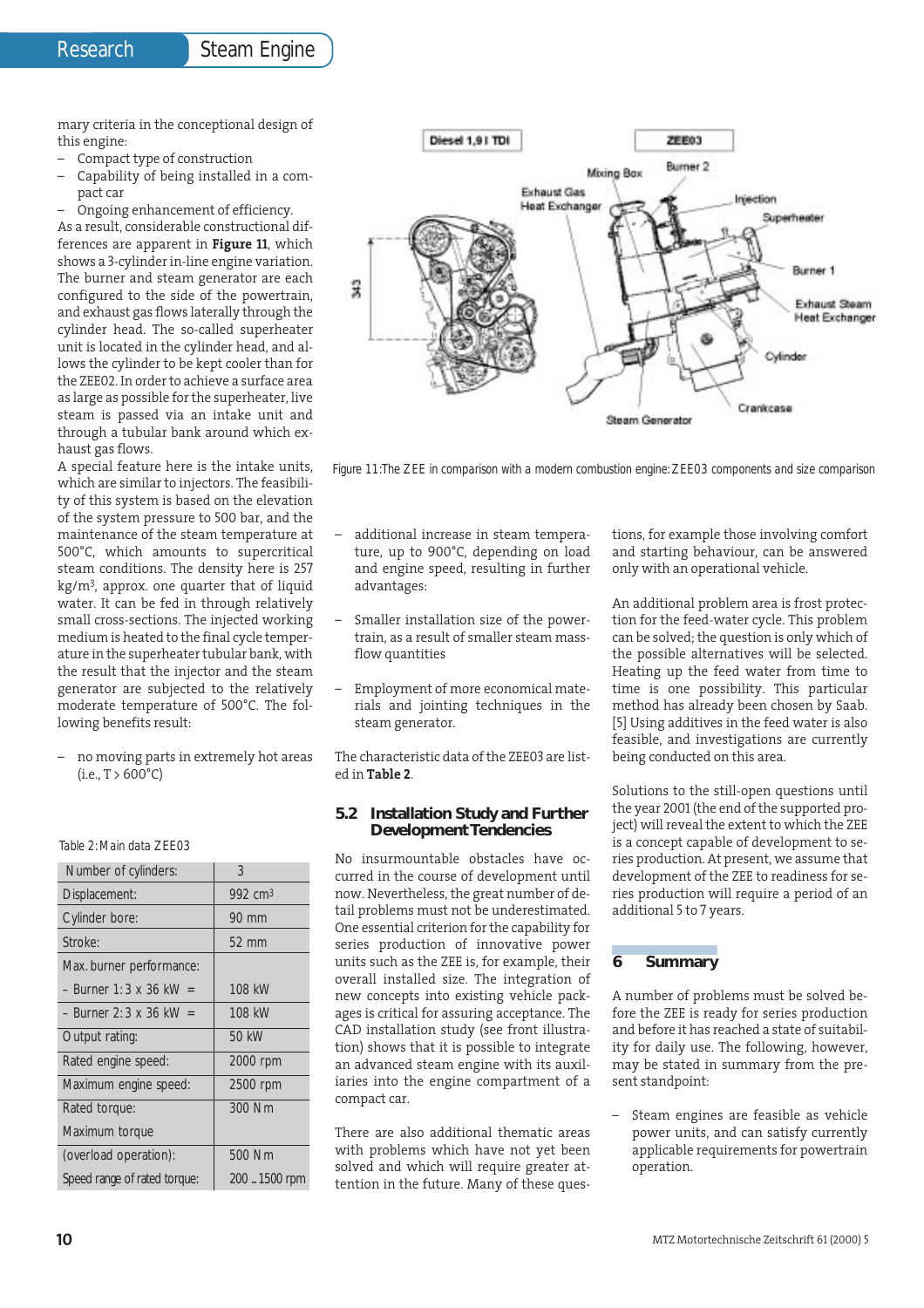mary criteria in the conceptional design of this engine:

- Compact type of construction
- Capability of being installed in a compact car
- Ongoing enhancement of efficiency.

As a result, considerable constructional differences are apparent in **Figure 11**, which shows a 3-cylinder in-line engine variation. The burner and steam generator are each configured to the side of the powertrain, and exhaust gas flows laterally through the cylinder head. The so-called superheater unit is located in the cylinder head, and allows the cylinder to be kept cooler than for the ZEE02. In order to achieve a surface area as large as possible for the superheater, live steam is passed via an intake unit and through a tubular bank around which exhaust gas flows.

A special feature here is the intake units, which are similar to injectors. The feasibility of this system is based on the elevation of the system pressure to 500 bar, and the maintenance of the steam temperature at 500°C, which amounts to supercritical steam conditions. The density here is 257 kg/m³, approx. one quarter that of liquid water. It can be fed in through relatively small cross-sections. The injected working medium is heated to the final cycle temperature in the superheater tubular bank, with the result that the injector and the steam generator are subjected to the relatively moderate temperature of 500°C. The following benefits result:

- no moving parts in extremely hot areas (i.e., T > 600°C)
- additional increase in steam temperature, up to 900°C, depending on load and engine speed, resulting in further advantages:
- Smaller installation size of the powertrain, as a result of smaller steam mass-flow quantities
- Employment of more economical materials and jointing techniques in the steam generator.

The characteristic data of the ZEE03 are listed in **Table 2**.

Diesel 1,9 l TDI

ZEE03

343

Mixing Box

Burner 2

Exhaust Gas Heat Exchanger

Injection

Superheater

Burner 1

Exhaust Steam Heat Exchanger

Cylinder

Crankcase

Steam Generator

Figure 11: The ZEE in comparison with a modern combustion engine: ZEE03 components and size comparison

Table 2: Main data ZEE03

| | |
|---|---|
| Number of cylinders: | 3 |
| Displacement: | 992 cm³ |
| Cylinder bore: | 90 mm |
| Stroke: | 52 mm |
| Max. burner performance: | |
| - Burner 1: 3 x 36 kW = | 108 kW |
| - Burner 2: 3 x 36 kW = | 108 kW |
| Output rating: | 50 kW |
| Rated engine speed: | 2000 rpm |
| Maximum engine speed: | 2500 rpm |
| Rated torque: | 300 Nm |
| Maximum torque | |
| (overload operation): | 500 Nm |
| Speed range of rated torque: | 200 ...1500 rpm |

## 5.2 Installation Study and Further Development Tendencies

No insurmountable obstacles have occurred in the course of development until now. Nevertheless, the great number of detail problems must not be underestimated. One essential criterion for the capability for series production of innovative power units such as the ZEE is, for example, their overall installed size. The integration of new concepts into existing vehicle packages is critical for assuring acceptance. The CAD installation study (see front illustration) shows that it is possible to integrate an advanced steam engine with its auxiliaries into the engine compartment of a compact car.

There are also additional thematic areas with problems which have not yet been solved and which will require greater attention in the future. Many of these questions, for example those involving comfort and starting behaviour, can be answered only with an operational vehicle.

An additional problem area is frost protection for the feed-water cycle. This problem can be solved; the question is only which of the possible alternatives will be selected. Heating up the feed water from time to time is one possibility. This particular method has already been chosen by Saab. [5] Using additives in the feed water is also feasible, and investigations are currently being conducted on this area.

Solutions to the still-open questions until the year 2001 (the end of the supported project) will reveal the extent to which the ZEE is a concept capable of development to series production. At present, we assume that development of the ZEE to readiness for series production will require a period of an additional 5 to 7 years.

## 6 Summary

A number of problems must be solved before the ZEE is ready for series production and before it has reached a state of suitability for daily use. The following, however, may be stated in summary from the present standpoint:

- Steam engines are feasible as vehicle power units, and can satisfy currently applicable requirements for powertrain operation.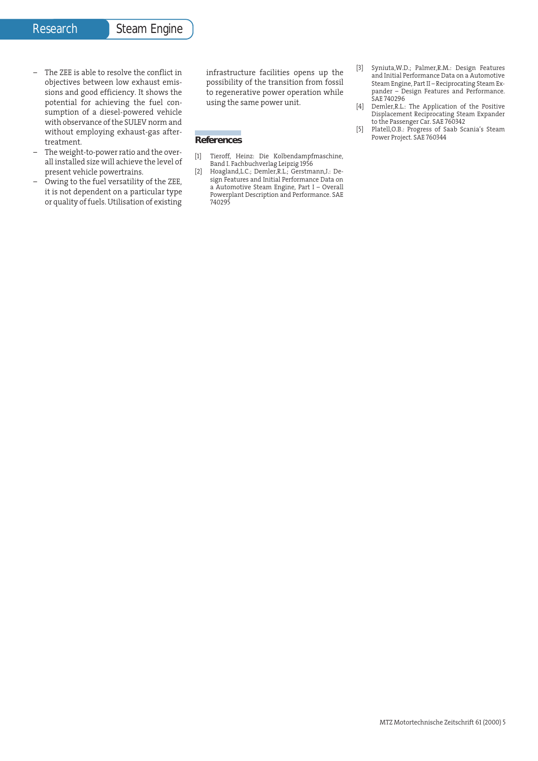- The ZEE is able to resolve the conflict in objectives between low exhaust emissions and good efficiency. It shows the potential for achieving the fuel consumption of a diesel-powered vehicle with observance of the SULEV norm and without employing exhaust-gas aftertreatment.
- The weight-to-power ratio and the overall installed size will achieve the level of present vehicle powertrains.
- Owing to the fuel versatility of the ZEE, it is not dependent on a particular type or quality of fuels. Utilisation of existing infrastructure facilities opens up the possibility of the transition from fossil to regenerative power operation while using the same power unit.

## References

[1] Tieroff, Heinz: Die Kolbendampfmaschine, Band I. Fachbuchverlag Leipzig 1956

[2] Hoagland,L.C.; Demler,R.L.; Gerstmann,J.: Design Features and Initial Performance Data on a Automotive Steam Engine, Part I – Overall Powerplant Description and Performance. SAE 740295

[3] Syniuta,W.D.; Palmer,R.M.: Design Features and Initial Performance Data on a Automotive Steam Engine, Part II – Reciprocating Steam Expander – Design Features and Performance. SAE 740296

[4] Demler,R.L.: The Application of the Positive Displacement Reciprocating Steam Expander to the Passenger Car. SAE 760342

[5] Platell,O.B.: Progress of Saab Scania's Steam Power Project. SAE 760344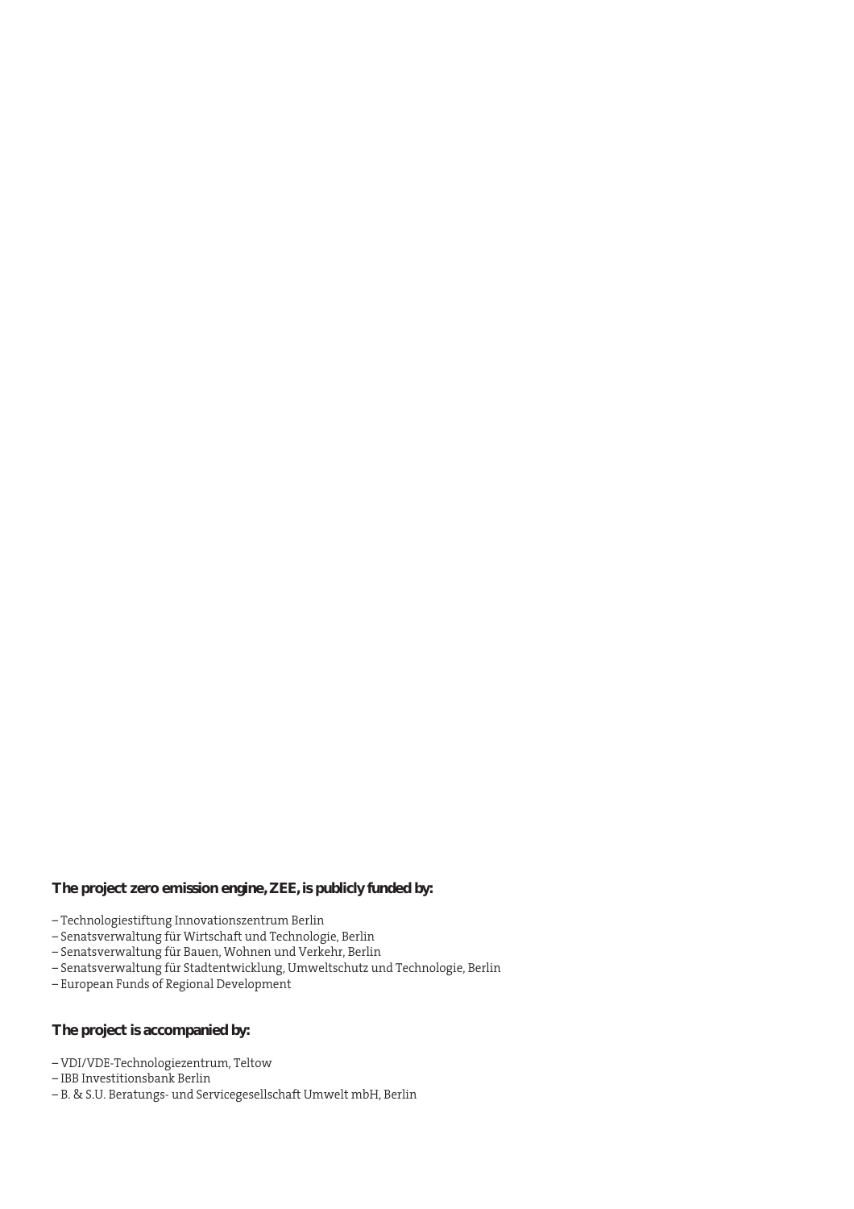**The project zero emission engine, ZEE, is publicly funded by:**

– Technologiestiftung Innovationszentrum Berlin
– Senatsverwaltung für Wirtschaft und Technologie, Berlin
– Senatsverwaltung für Bauen, Wohnen und Verkehr, Berlin
– Senatsverwaltung für Stadtentwicklung, Umweltschutz und Technologie, Berlin
– European Funds of Regional Development

**The project is accompanied by:**

– VDI/VDE-Technologiezentrum, Teltow
– IBB Investitionsbank Berlin
– B. & S.U. Beratungs- und Servicegesellschaft Umwelt mbH, Berlin